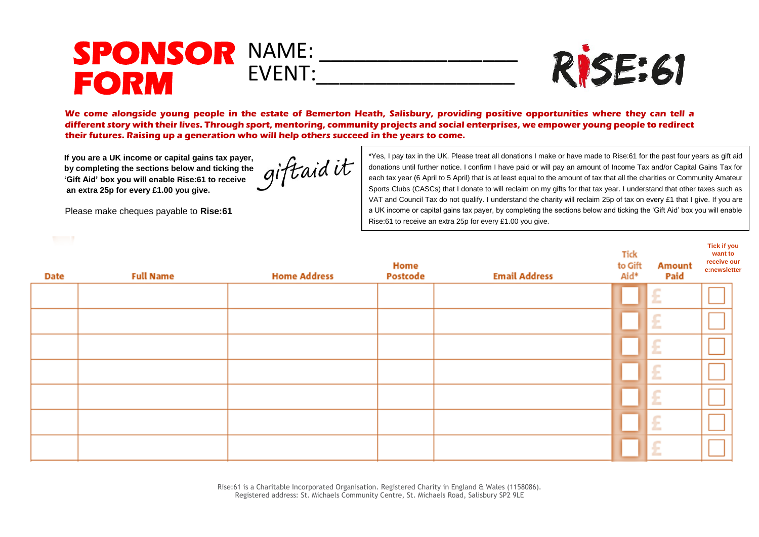# SPONSOR FORM

NAME: ____________________

EVENT: ____________________

RISE:61

**We come alongside young people in the estate of Bemerton Heath, Salisbury, providing positive opportunities where they can tell a different story with their lives. Through sport, mentoring, community projects and social enterprises, we empower young people to redirect their futures. Raising up a generation who will help others succeed in the years to come.**

**If you are a UK income or capital gains tax payer, by completing the sections below and ticking the 'Gift Aid' box you will enable Rise:61 to receive an extra 25p for every £1.00 you give.**

giftaid it

Please make cheques payable to **Rise:61**

*Yes, I pay tax in the UK. Please treat all donations I make or have made to Rise:61 for the past four years as gift aid donations until further notice. I confirm I have paid or will pay an amount of Income Tax and/or Capital Gains Tax for each tax year (6 April to 5 April) that is at least equal to the amount of tax that all the charities or Community Amateur Sports Clubs (CASCs) that I donate to will reclaim on my gifts for that tax year. I understand that other taxes such as VAT and Council Tax do not qualify. I understand the charity will reclaim 25p of tax on every £1 that I give. If you are a UK income or capital gains tax payer, by completing the sections below and ticking the 'Gift Aid' box you will enable Rise:61 to receive an extra 25p for every £1.00 you give.

| Date | Full Name | Home Address | Home Postcode | Email Address | Tick to Gift Aid* | Amount Paid | Tick if you want to receive our e:newsletter |
|---|---|---|---|---|---|---|---|
| | | | | | ☐ | £ | ☐ |
| | | | | | ☐ | £ | ☐ |
| | | | | | ☐ | £ | ☐ |
| | | | | | ☐ | £ | ☐ |
| | | | | | ☐ | £ | ☐ |
| | | | | | ☐ | £ | ☐ |
| | | | | | ☐ | £ | ☐ |

Rise:61 is a Charitable Incorporated Organisation. Registered Charity in England & Wales (1158086).
Registered address: St. Michaels Community Centre, St. Michaels Road, Salisbury SP2 9LE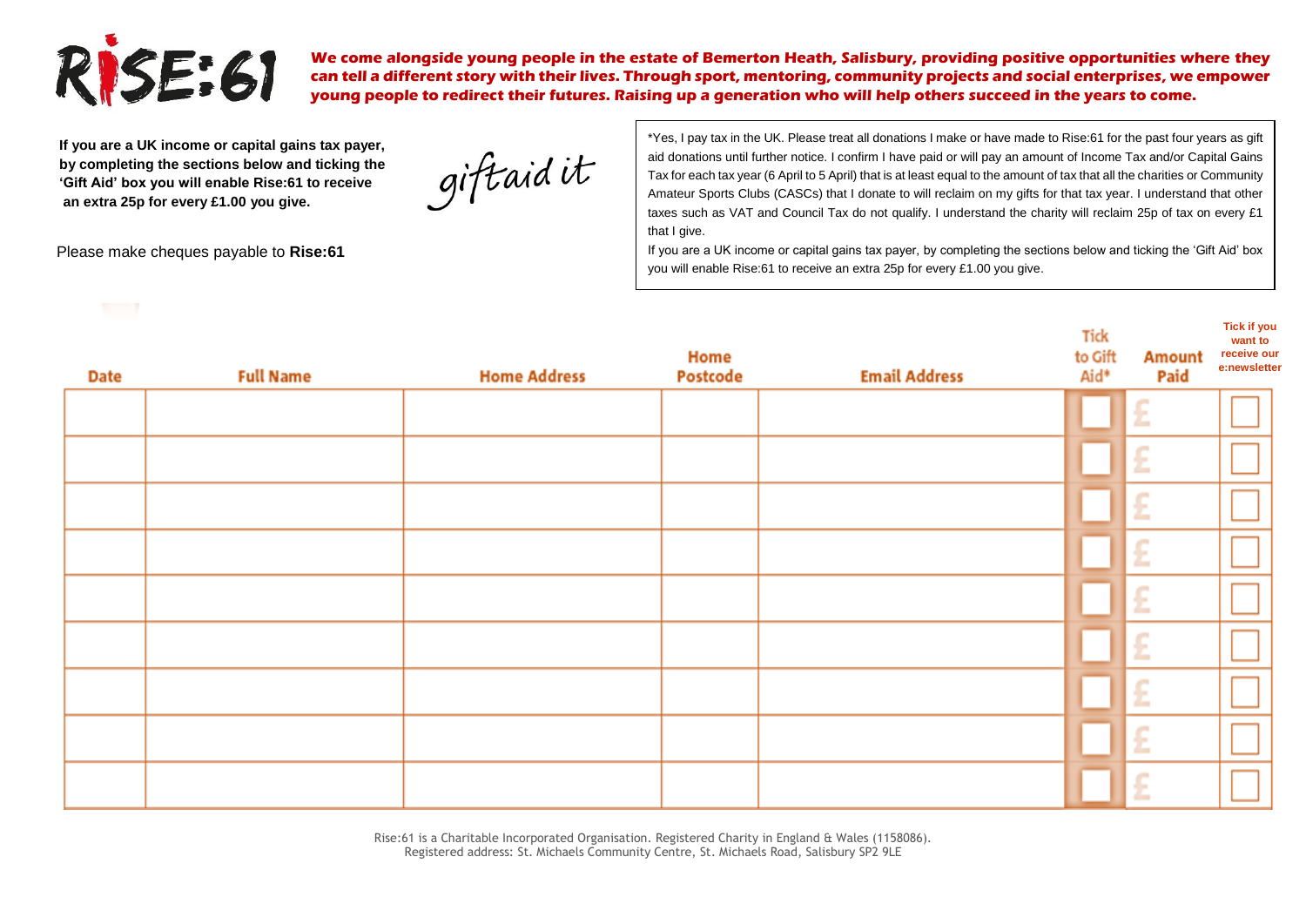# RISE:61

**We come alongside young people in the estate of Bemerton Heath, Salisbury, providing positive opportunities where they can tell a different story with their lives. Through sport, mentoring, community projects and social enterprises, we empower young people to redirect their futures. Raising up a generation who will help others succeed in the years to come.**

**If you are a UK income or capital gains tax payer, by completing the sections below and ticking the 'Gift Aid' box you will enable Rise:61 to receive an extra 25p for every £1.00 you give.**

giftaid it

Please make cheques payable to **Rise:61**

*Yes, I pay tax in the UK. Please treat all donations I make or have made to Rise:61 for the past four years as gift aid donations until further notice. I confirm I have paid or will pay an amount of Income Tax and/or Capital Gains Tax for each tax year (6 April to 5 April) that is at least equal to the amount of tax that all the charities or Community Amateur Sports Clubs (CASCs) that I donate to will reclaim on my gifts for that tax year. I understand that other taxes such as VAT and Council Tax do not qualify. I understand the charity will reclaim 25p of tax on every £1 that I give.

If you are a UK income or capital gains tax payer, by completing the sections below and ticking the 'Gift Aid' box you will enable Rise:61 to receive an extra 25p for every £1.00 you give.

| Date | Full Name | Home Address | Home Postcode | Email Address | Tick to Gift Aid* | Amount Paid | Tick if you want to receive our e:newsletter |
|---|---|---|---|---|---|---|---|
| | | | | | ☐ | £ | ☐ |
| | | | | | ☐ | £ | ☐ |
| | | | | | ☐ | £ | ☐ |
| | | | | | ☐ | £ | ☐ |
| | | | | | ☐ | £ | ☐ |
| | | | | | ☐ | £ | ☐ |
| | | | | | ☐ | £ | ☐ |
| | | | | | ☐ | £ | ☐ |
| | | | | | ☐ | £ | ☐ |

Rise:61 is a Charitable Incorporated Organisation. Registered Charity in England & Wales (1158086).
Registered address: St. Michaels Community Centre, St. Michaels Road, Salisbury SP2 9LE